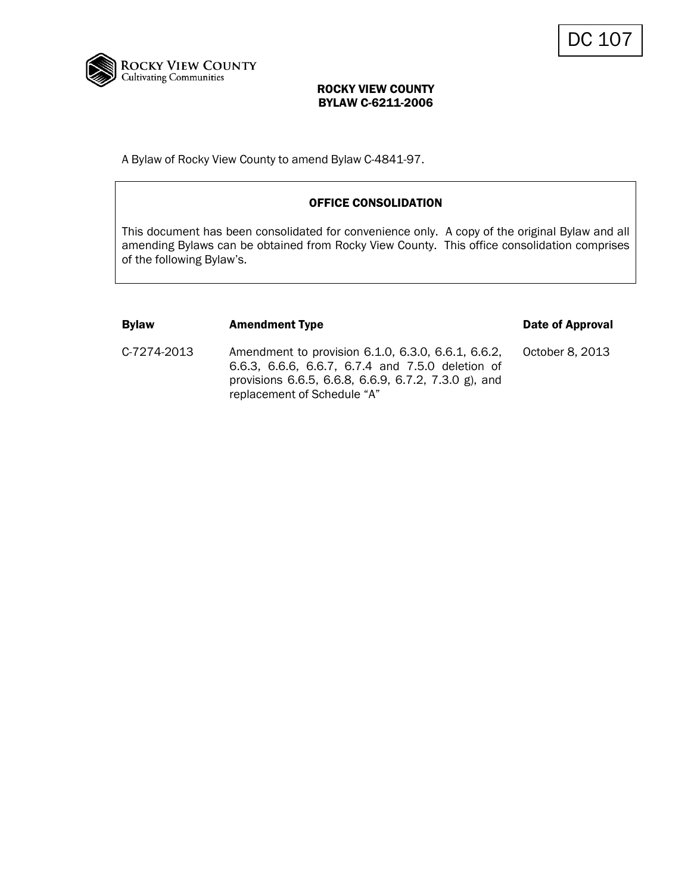DC 107

ROCKY VIEW COUNTY
Cultivating Communities

# ROCKY VIEW COUNTY
# BYLAW C-6211-2006

A Bylaw of Rocky View County to amend Bylaw C-4841-97.

### OFFICE CONSOLIDATION

This document has been consolidated for convenience only. A copy of the original Bylaw and all amending Bylaws can be obtained from Rocky View County. This office consolidation comprises of the following Bylaw's.

| **Bylaw** | **Amendment Type** | **Date of Approval** |
|---|---|---|
| C-7274-2013 | Amendment to provision 6.1.0, 6.3.0, 6.6.1, 6.6.2, 6.6.3, 6.6.6, 6.6.7, 6.7.4 and 7.5.0 deletion of provisions 6.6.5, 6.6.8, 6.6.9, 6.7.2, 7.3.0 g), and replacement of Schedule "A" | October 8, 2013 |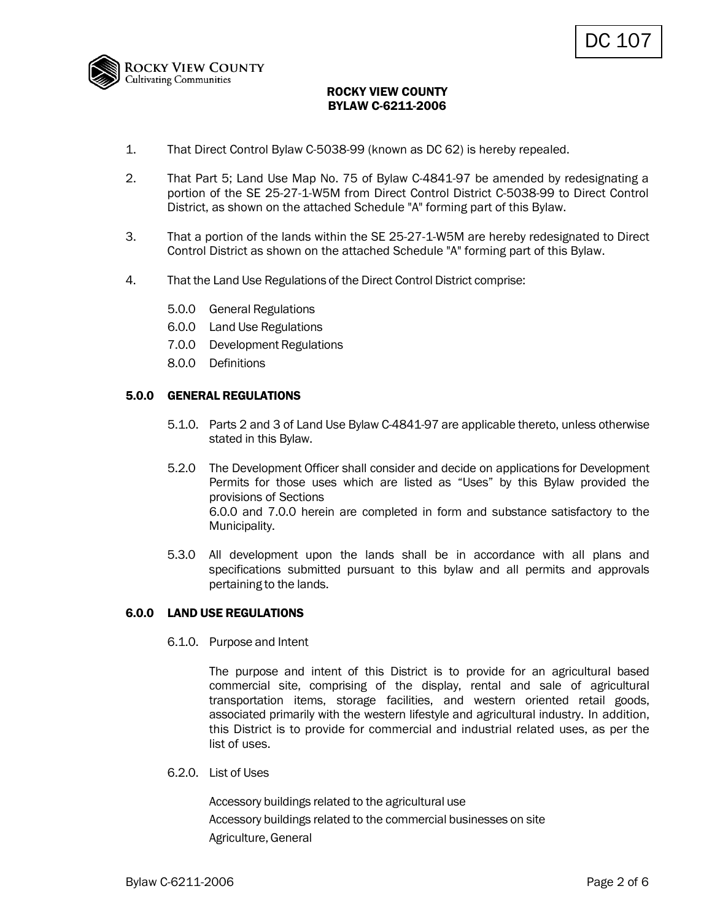DC 107

ROCKY VIEW COUNTY
Cultivating Communities

**ROCKY VIEW COUNTY**
**BYLAW C-6211-2006**

1. That Direct Control Bylaw C-5038-99 (known as DC 62) is hereby repealed.

2. That Part 5; Land Use Map No. 75 of Bylaw C-4841-97 be amended by redesignating a portion of the SE 25-27-1-W5M from Direct Control District C-5038-99 to Direct Control District, as shown on the attached Schedule "A" forming part of this Bylaw.

3. That a portion of the lands within the SE 25-27-1-W5M are hereby redesignated to Direct Control District as shown on the attached Schedule "A" forming part of this Bylaw.

4. That the Land Use Regulations of the Direct Control District comprise:

   5.0.0 General Regulations
   6.0.0 Land Use Regulations
   7.0.0 Development Regulations
   8.0.0 Definitions

## 5.0.0 GENERAL REGULATIONS

5.1.0. Parts 2 and 3 of Land Use Bylaw C-4841-97 are applicable thereto, unless otherwise stated in this Bylaw.

5.2.0 The Development Officer shall consider and decide on applications for Development Permits for those uses which are listed as "Uses" by this Bylaw provided the provisions of Sections 6.0.0 and 7.0.0 herein are completed in form and substance satisfactory to the Municipality.

5.3.0 All development upon the lands shall be in accordance with all plans and specifications submitted pursuant to this bylaw and all permits and approvals pertaining to the lands.

## 6.0.0 LAND USE REGULATIONS

6.1.0. Purpose and Intent

The purpose and intent of this District is to provide for an agricultural based commercial site, comprising of the display, rental and sale of agricultural transportation items, storage facilities, and western oriented retail goods, associated primarily with the western lifestyle and agricultural industry. In addition, this District is to provide for commercial and industrial related uses, as per the list of uses.

6.2.0. List of Uses

Accessory buildings related to the agricultural use
Accessory buildings related to the commercial businesses on site
Agriculture, General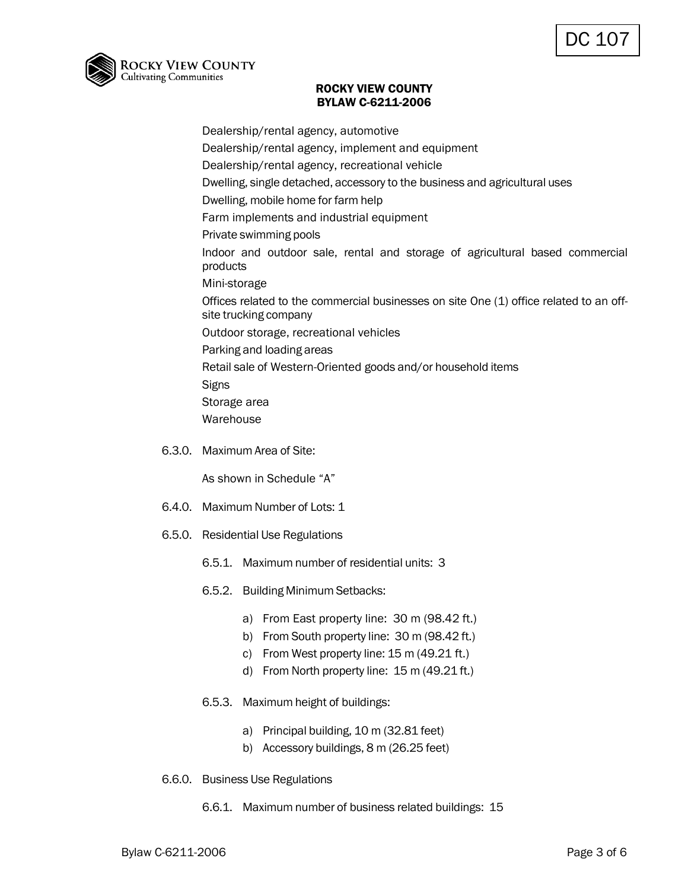Dealership/rental agency, automotive

Dealership/rental agency, implement and equipment

Dealership/rental agency, recreational vehicle

Dwelling, single detached, accessory to the business and agricultural uses

Dwelling, mobile home for farm help

Farm implements and industrial equipment

Private swimming pools

Indoor and outdoor sale, rental and storage of agricultural based commercial products

Mini-storage

Offices related to the commercial businesses on site One (1) office related to an off-site trucking company

Outdoor storage, recreational vehicles

Parking and loading areas

Retail sale of Western-Oriented goods and/or household items

Signs

Storage area

Warehouse

6.3.0. Maximum Area of Site:

As shown in Schedule "A"

6.4.0. Maximum Number of Lots: 1

6.5.0. Residential Use Regulations

6.5.1. Maximum number of residential units: 3

6.5.2. Building Minimum Setbacks:

a) From East property line: 30 m (98.42 ft.)
b) From South property line: 30 m (98.42 ft.)
c) From West property line: 15 m (49.21 ft.)
d) From North property line: 15 m (49.21 ft.)

6.5.3. Maximum height of buildings:

a) Principal building, 10 m (32.81 feet)
b) Accessory buildings, 8 m (26.25 feet)

6.6.0. Business Use Regulations

6.6.1. Maximum number of business related buildings: 15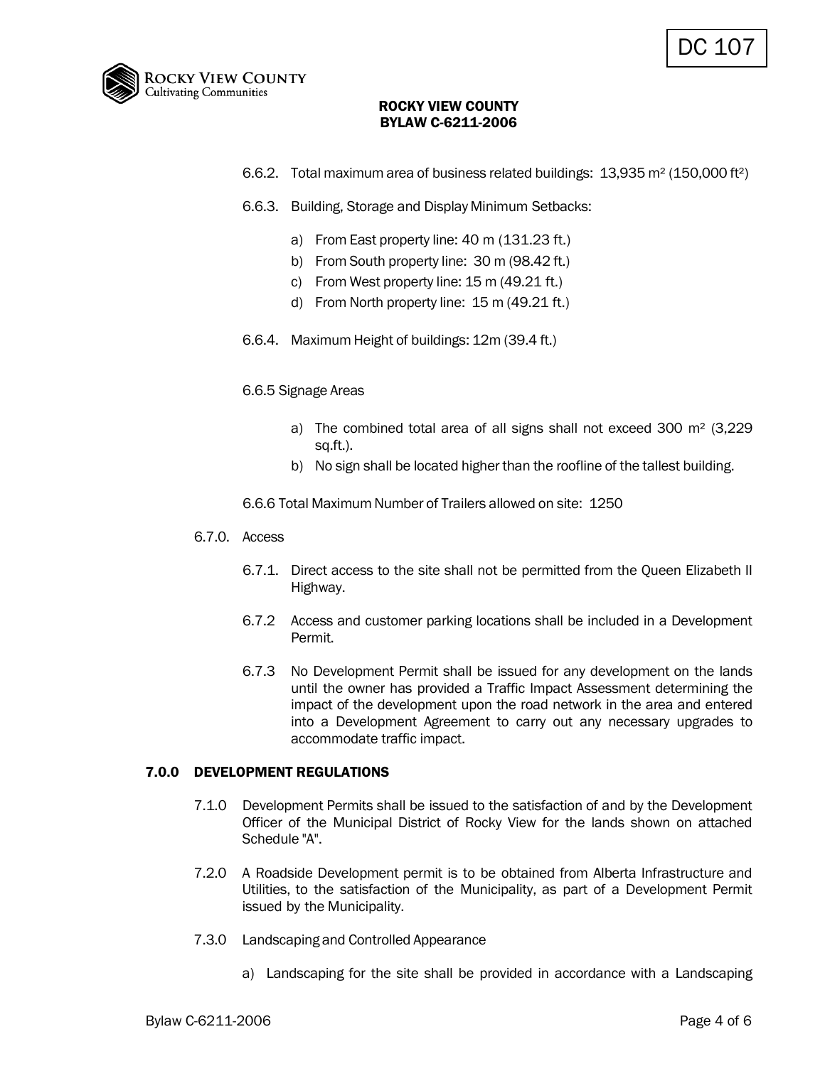6.6.2. Total maximum area of business related buildings: 13,935 $m^2$ (150,000 $ft^2$)

6.6.3. Building, Storage and Display Minimum Setbacks:

a) From East property line: 40 m (131.23 ft.)
b) From South property line: 30 m (98.42 ft.)
c) From West property line: 15 m (49.21 ft.)
d) From North property line: 15 m (49.21 ft.)

6.6.4. Maximum Height of buildings: 12m (39.4 ft.)

6.6.5 Signage Areas

a) The combined total area of all signs shall not exceed 300 $m^2$ (3,229 sq.ft.).
b) No sign shall be located higher than the roofline of the tallest building.

6.6.6 Total Maximum Number of Trailers allowed on site: 1250

6.7.0. Access

6.7.1. Direct access to the site shall not be permitted from the Queen Elizabeth II Highway.

6.7.2 Access and customer parking locations shall be included in a Development Permit.

6.7.3 No Development Permit shall be issued for any development on the lands until the owner has provided a Traffic Impact Assessment determining the impact of the development upon the road network in the area and entered into a Development Agreement to carry out any necessary upgrades to accommodate traffic impact.

## 7.0.0 DEVELOPMENT REGULATIONS

7.1.0 Development Permits shall be issued to the satisfaction of and by the Development Officer of the Municipal District of Rocky View for the lands shown on attached Schedule "A".

7.2.0 A Roadside Development permit is to be obtained from Alberta Infrastructure and Utilities, to the satisfaction of the Municipality, as part of a Development Permit issued by the Municipality.

7.3.0 Landscaping and Controlled Appearance

a) Landscaping for the site shall be provided in accordance with a Landscaping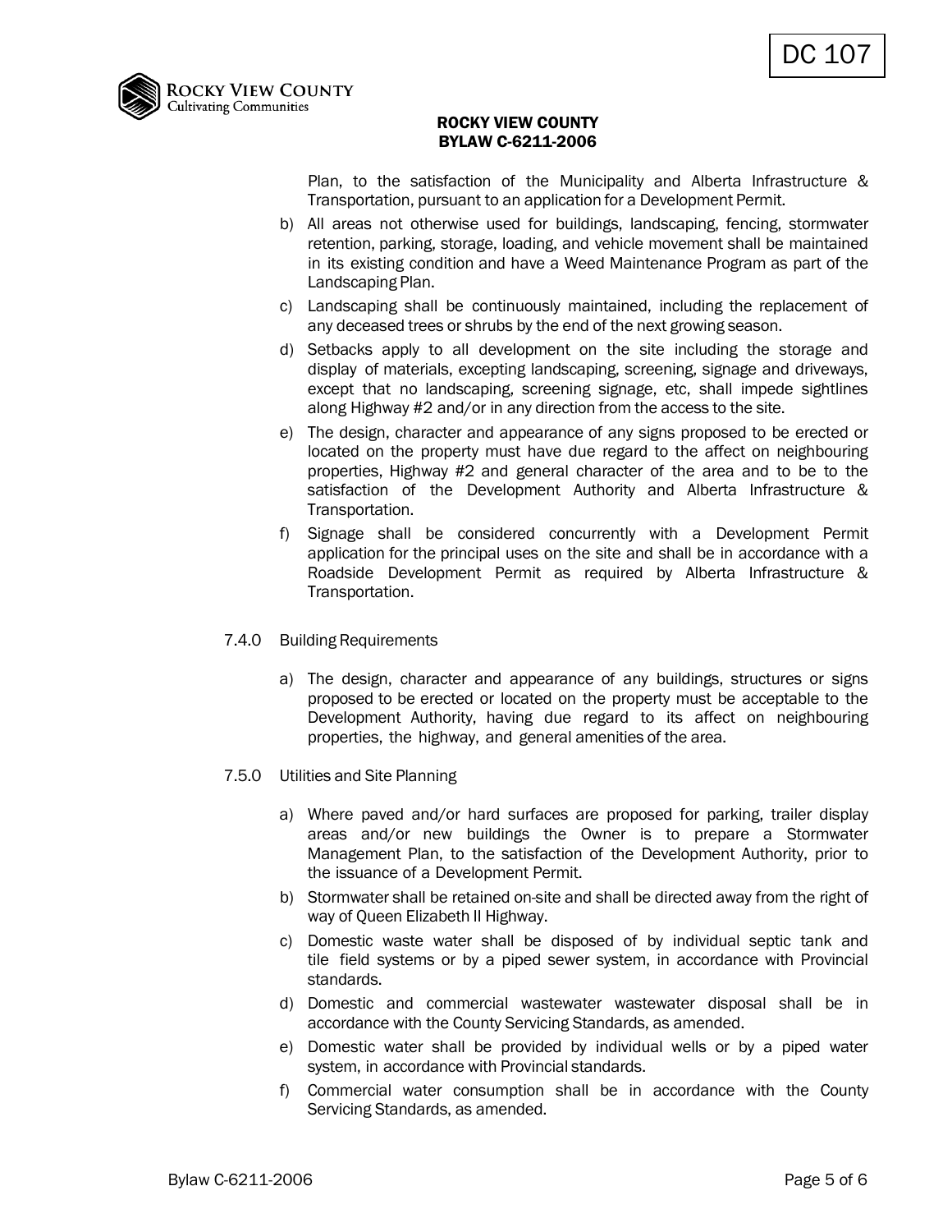Plan, to the satisfaction of the Municipality and Alberta Infrastructure & Transportation, pursuant to an application for a Development Permit.

b) All areas not otherwise used for buildings, landscaping, fencing, stormwater retention, parking, storage, loading, and vehicle movement shall be maintained in its existing condition and have a Weed Maintenance Program as part of the Landscaping Plan.

c) Landscaping shall be continuously maintained, including the replacement of any deceased trees or shrubs by the end of the next growing season.

d) Setbacks apply to all development on the site including the storage and display of materials, excepting landscaping, screening, signage and driveways, except that no landscaping, screening signage, etc, shall impede sightlines along Highway #2 and/or in any direction from the access to the site.

e) The design, character and appearance of any signs proposed to be erected or located on the property must have due regard to the affect on neighbouring properties, Highway #2 and general character of the area and to be to the satisfaction of the Development Authority and Alberta Infrastructure & Transportation.

f) Signage shall be considered concurrently with a Development Permit application for the principal uses on the site and shall be in accordance with a Roadside Development Permit as required by Alberta Infrastructure & Transportation.

7.4.0 Building Requirements

a) The design, character and appearance of any buildings, structures or signs proposed to be erected or located on the property must be acceptable to the Development Authority, having due regard to its affect on neighbouring properties, the highway, and general amenities of the area.

7.5.0 Utilities and Site Planning

a) Where paved and/or hard surfaces are proposed for parking, trailer display areas and/or new buildings the Owner is to prepare a Stormwater Management Plan, to the satisfaction of the Development Authority, prior to the issuance of a Development Permit.

b) Stormwater shall be retained on-site and shall be directed away from the right of way of Queen Elizabeth II Highway.

c) Domestic waste water shall be disposed of by individual septic tank and tile field systems or by a piped sewer system, in accordance with Provincial standards.

d) Domestic and commercial wastewater wastewater disposal shall be in accordance with the County Servicing Standards, as amended.

e) Domestic water shall be provided by individual wells or by a piped water system, in accordance with Provincial standards.

f) Commercial water consumption shall be in accordance with the County Servicing Standards, as amended.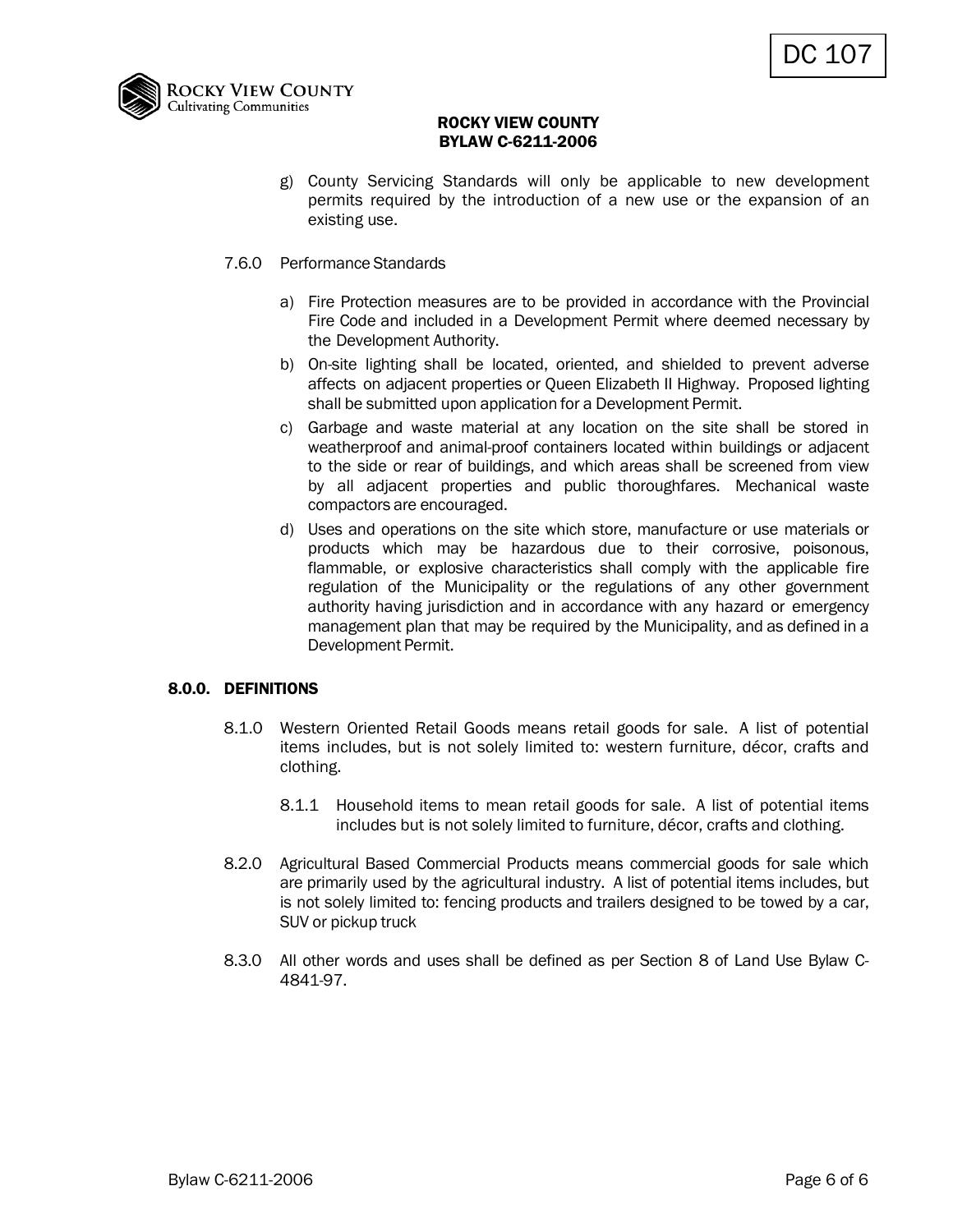g) County Servicing Standards will only be applicable to new development permits required by the introduction of a new use or the expansion of an existing use.

7.6.0 Performance Standards

a) Fire Protection measures are to be provided in accordance with the Provincial Fire Code and included in a Development Permit where deemed necessary by the Development Authority.
b) On-site lighting shall be located, oriented, and shielded to prevent adverse affects on adjacent properties or Queen Elizabeth II Highway. Proposed lighting shall be submitted upon application for a Development Permit.
c) Garbage and waste material at any location on the site shall be stored in weatherproof and animal-proof containers located within buildings or adjacent to the side or rear of buildings, and which areas shall be screened from view by all adjacent properties and public thoroughfares. Mechanical waste compactors are encouraged.
d) Uses and operations on the site which store, manufacture or use materials or products which may be hazardous due to their corrosive, poisonous, flammable, or explosive characteristics shall comply with the applicable fire regulation of the Municipality or the regulations of any other government authority having jurisdiction and in accordance with any hazard or emergency management plan that may be required by the Municipality, and as defined in a Development Permit.

## 8.0.0. DEFINITIONS

8.1.0 Western Oriented Retail Goods means retail goods for sale. A list of potential items includes, but is not solely limited to: western furniture, décor, crafts and clothing.

8.1.1 Household items to mean retail goods for sale. A list of potential items includes but is not solely limited to furniture, décor, crafts and clothing.

8.2.0 Agricultural Based Commercial Products means commercial goods for sale which are primarily used by the agricultural industry. A list of potential items includes, but is not solely limited to: fencing products and trailers designed to be towed by a car, SUV or pickup truck

8.3.0 All other words and uses shall be defined as per Section 8 of Land Use Bylaw C-4841-97.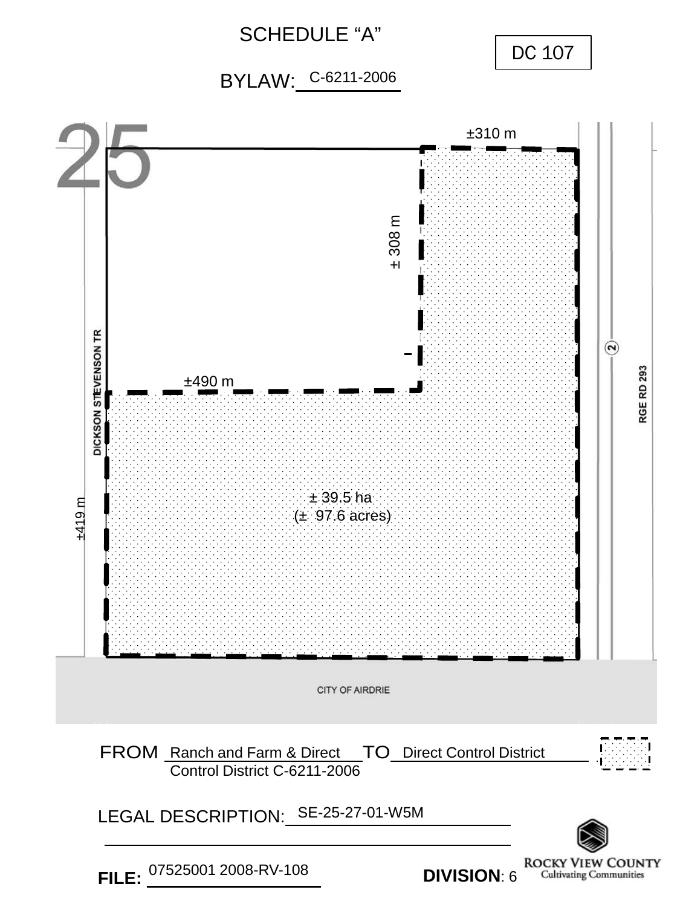# SCHEDULE "A"

DC 107

BYLAW: C-6211-2006

25

±310 m

± 308 m

±490 m

DICKSON STEVENSON TR

±419 m

± 39.5 ha
(± 97.6 acres)

RGE RD 293

2

CITY OF AIRDRIE

FROM Ranch and Farm & Direct Control District C-6211-2006 TO Direct Control District

LEGAL DESCRIPTION: SE-25-27-01-W5M

FILE: 07525001 2008-RV-108

**DIVISION**: 6

ROCKY VIEW COUNTY
Cultivating Communities